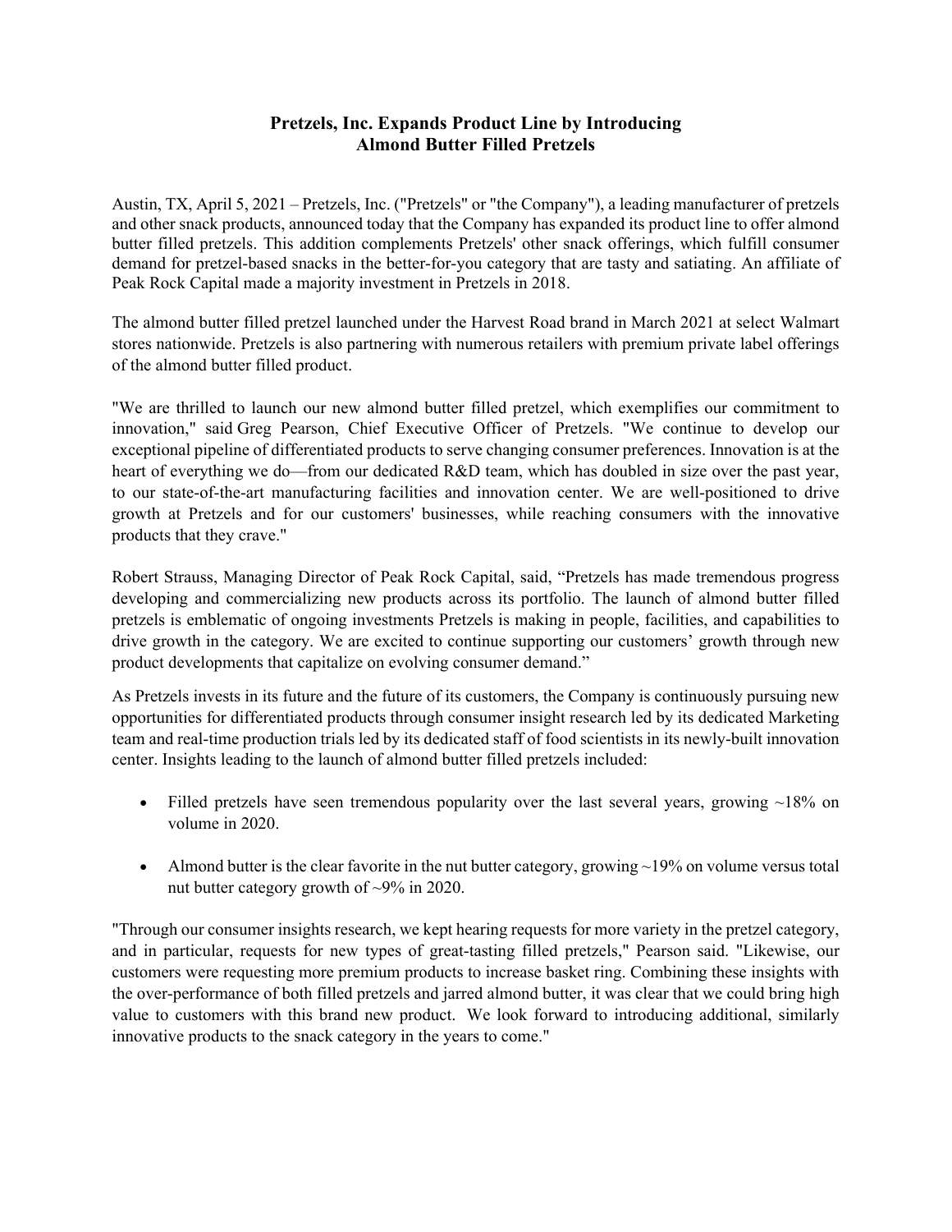# Pretzels, Inc. Expands Product Line by Introducing Almond Butter Filled Pretzels

Austin, TX, April 5, 2021 – Pretzels, Inc. ("Pretzels" or "the Company"), a leading manufacturer of pretzels and other snack products, announced today that the Company has expanded its product line to offer almond butter filled pretzels. This addition complements Pretzels' other snack offerings, which fulfill consumer demand for pretzel-based snacks in the better-for-you category that are tasty and satiating. An affiliate of Peak Rock Capital made a majority investment in Pretzels in 2018.

The almond butter filled pretzel launched under the Harvest Road brand in March 2021 at select Walmart stores nationwide. Pretzels is also partnering with numerous retailers with premium private label offerings of the almond butter filled product.

"We are thrilled to launch our new almond butter filled pretzel, which exemplifies our commitment to innovation," said Greg Pearson, Chief Executive Officer of Pretzels. "We continue to develop our exceptional pipeline of differentiated products to serve changing consumer preferences. Innovation is at the heart of everything we do—from our dedicated R&D team, which has doubled in size over the past year, to our state-of-the-art manufacturing facilities and innovation center. We are well-positioned to drive growth at Pretzels and for our customers' businesses, while reaching consumers with the innovative products that they crave."

Robert Strauss, Managing Director of Peak Rock Capital, said, "Pretzels has made tremendous progress developing and commercializing new products across its portfolio. The launch of almond butter filled pretzels is emblematic of ongoing investments Pretzels is making in people, facilities, and capabilities to drive growth in the category. We are excited to continue supporting our customers' growth through new product developments that capitalize on evolving consumer demand."

As Pretzels invests in its future and the future of its customers, the Company is continuously pursuing new opportunities for differentiated products through consumer insight research led by its dedicated Marketing team and real-time production trials led by its dedicated staff of food scientists in its newly-built innovation center. Insights leading to the launch of almond butter filled pretzels included:

- Filled pretzels have seen tremendous popularity over the last several years, growing ~18% on volume in 2020.
- Almond butter is the clear favorite in the nut butter category, growing ~19% on volume versus total nut butter category growth of ~9% in 2020.

"Through our consumer insights research, we kept hearing requests for more variety in the pretzel category, and in particular, requests for new types of great-tasting filled pretzels," Pearson said. "Likewise, our customers were requesting more premium products to increase basket ring. Combining these insights with the over-performance of both filled pretzels and jarred almond butter, it was clear that we could bring high value to customers with this brand new product. We look forward to introducing additional, similarly innovative products to the snack category in the years to come."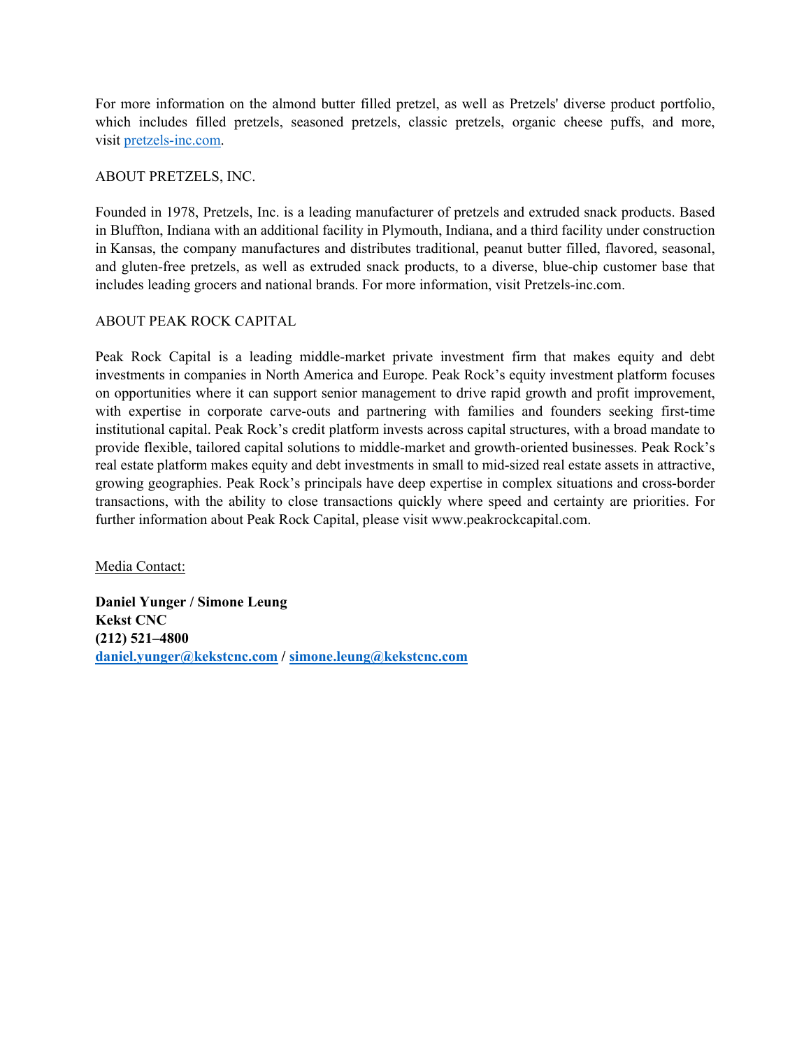For more information on the almond butter filled pretzel, as well as Pretzels' diverse product portfolio, which includes filled pretzels, seasoned pretzels, classic pretzels, organic cheese puffs, and more, visit [pretzels-inc.com](pretzels-inc.com).

## ABOUT PRETZELS, INC.

Founded in 1978, Pretzels, Inc. is a leading manufacturer of pretzels and extruded snack products. Based in Bluffton, Indiana with an additional facility in Plymouth, Indiana, and a third facility under construction in Kansas, the company manufactures and distributes traditional, peanut butter filled, flavored, seasonal, and gluten-free pretzels, as well as extruded snack products, to a diverse, blue-chip customer base that includes leading grocers and national brands. For more information, visit Pretzels-inc.com.

## ABOUT PEAK ROCK CAPITAL

Peak Rock Capital is a leading middle-market private investment firm that makes equity and debt investments in companies in North America and Europe. Peak Rock's equity investment platform focuses on opportunities where it can support senior management to drive rapid growth and profit improvement, with expertise in corporate carve-outs and partnering with families and founders seeking first-time institutional capital. Peak Rock's credit platform invests across capital structures, with a broad mandate to provide flexible, tailored capital solutions to middle-market and growth-oriented businesses. Peak Rock's real estate platform makes equity and debt investments in small to mid-sized real estate assets in attractive, growing geographies. Peak Rock's principals have deep expertise in complex situations and cross-border transactions, with the ability to close transactions quickly where speed and certainty are priorities. For further information about Peak Rock Capital, please visit www.peakrockcapital.com.

Media Contact:

**Daniel Yunger / Simone Leung**
**Kekst CNC**
**(212) 521–4800**
**daniel.yunger@kekstcnc.com / simone.leung@kekstcnc.com**